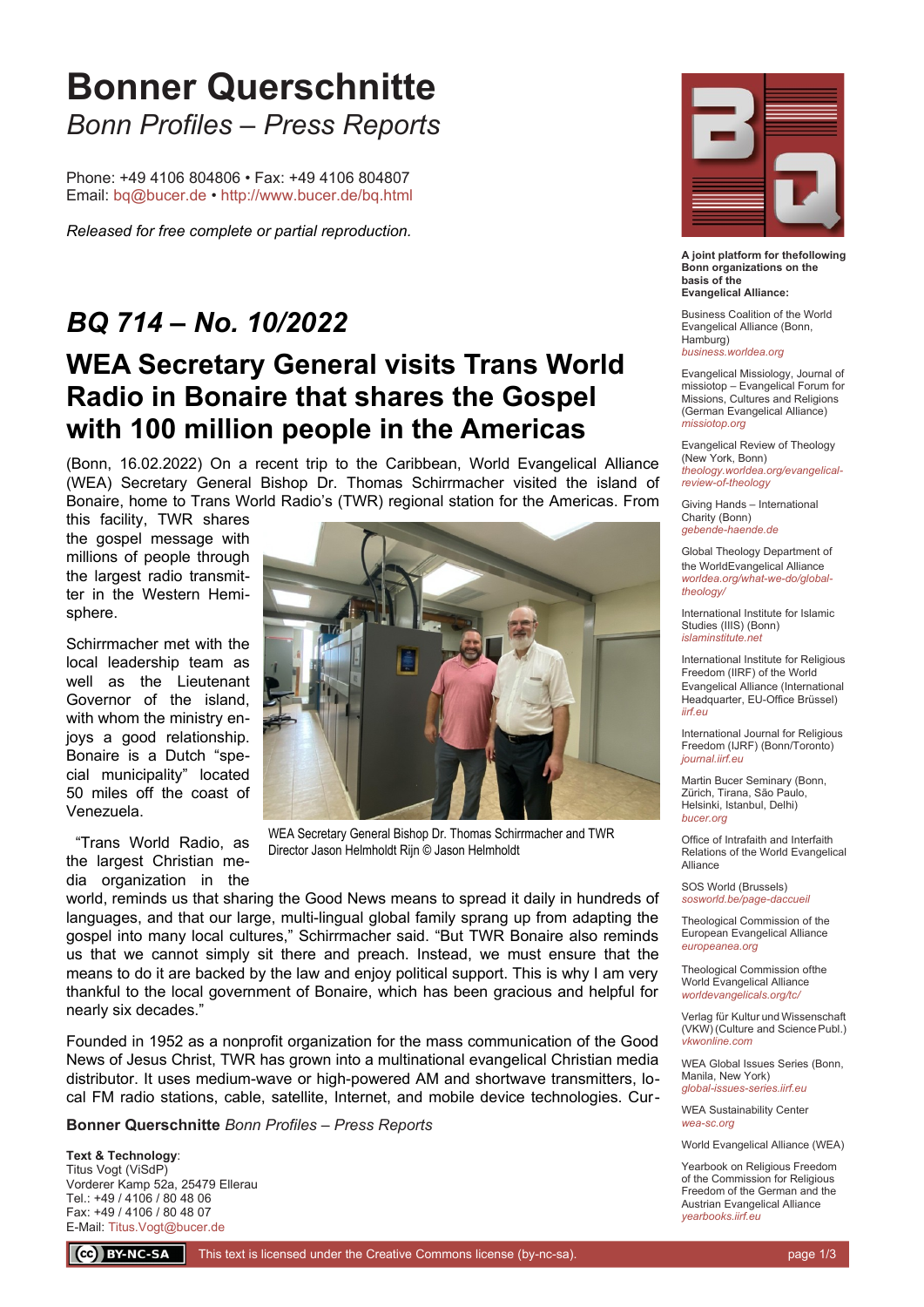# Bonner Querschnitte

*Bonn Profiles – Press Reports*

Phone: +49 4106 804806 • Fax: +49 4106 804807
Email: bq@bucer.de • http://www.bucer.de/bq.html

*Released for free complete or partial reproduction.*

## *BQ 714 – No. 10/2022*

## WEA Secretary General visits Trans World Radio in Bonaire that shares the Gospel with 100 million people in the Americas

(Bonn, 16.02.2022) On a recent trip to the Caribbean, World Evangelical Alliance (WEA) Secretary General Bishop Dr. Thomas Schirrmacher visited the island of Bonaire, home to Trans World Radio's (TWR) regional station for the Americas. From this facility, TWR shares the gospel message with millions of people through the largest radio transmitter in the Western Hemisphere.

Schirrmacher met with the local leadership team as well as the Lieutenant Governor of the island, with whom the ministry enjoys a good relationship. Bonaire is a Dutch "special municipality" located 50 miles off the coast of Venezuela.

WEA Secretary General Bishop Dr. Thomas Schirrmacher and TWR Director Jason Helmholdt Rijn © Jason Helmholdt

"Trans World Radio, as the largest Christian media organization in the world, reminds us that sharing the Good News means to spread it daily in hundreds of languages, and that our large, multi-lingual global family sprang up from adapting the gospel into many local cultures," Schirrmacher said. "But TWR Bonaire also reminds us that we cannot simply sit there and preach. Instead, we must ensure that the means to do it are backed by the law and enjoy political support. This is why I am very thankful to the local government of Bonaire, which has been gracious and helpful for nearly six decades."

Founded in 1952 as a nonprofit organization for the mass communication of the Good News of Jesus Christ, TWR has grown into a multinational evangelical Christian media distributor. It uses medium-wave or high-powered AM and shortwave transmitters, local FM radio stations, cable, satellite, Internet, and mobile device technologies. Cur-

**Bonner Querschnitte** *Bonn Profiles – Press Reports*

**Text & Technology**:
Titus Vogt (ViSdP)
Vorderer Kamp 52a, 25479 Ellerau
Tel.: +49 / 4106 / 80 48 06
Fax: +49 / 4106 / 80 48 07
E-Mail: Titus.Vogt@bucer.de

**A joint platform for thefollowing Bonn organizations on the basis of the Evangelical Alliance:**

Business Coalition of the World Evangelical Alliance (Bonn, Hamburg)
*business.worldea.org*

Evangelical Missiology, Journal of missiotop – Evangelical Forum for Missions, Cultures and Religions (German Evangelical Alliance)
*missiotop.org*

Evangelical Review of Theology (New York, Bonn)
*theology.worldea.org/evangelical-review-of-theology*

Giving Hands – International Charity (Bonn)
*gebende-haende.de*

Global Theology Department of the WorldEvangelical Alliance
*worldea.org/what-we-do/global-theology/*

International Institute for Islamic Studies (IIIS) (Bonn)
*islaminstitute.net*

International Institute for Religious Freedom (IIRF) of the World Evangelical Alliance (International Headquarter, EU-Office Brüssel)
*iirf.eu*

International Journal for Religious Freedom (IJRF) (Bonn/Toronto)
*journal.iirf.eu*

Martin Bucer Seminary (Bonn, Zürich, Tirana, São Paulo, Helsinki, Istanbul, Delhi)
*bucer.org*

Office of Intrafaith and Interfaith Relations of the World Evangelical Alliance

SOS World (Brussels)
*sosworld.be/page-daccueil*

Theological Commission of the European Evangelical Alliance
*europeanea.org*

Theological Commission ofthe World Evangelical Alliance
*worldevangelicals.org/tc/*

Verlag für Kultur und Wissenschaft (VKW) (Culture and Science Publ.)
*vkwonline.com*

WEA Global Issues Series (Bonn, Manila, New York)
*global-issues-series.iirf.eu*

WEA Sustainability Center
*wea-sc.org*

World Evangelical Alliance (WEA)

Yearbook on Religious Freedom of the Commission for Religious Freedom of the German and the Austrian Evangelical Alliance
*yearbooks.iirf.eu*

This text is licensed under the Creative Commons license (by-nc-sa).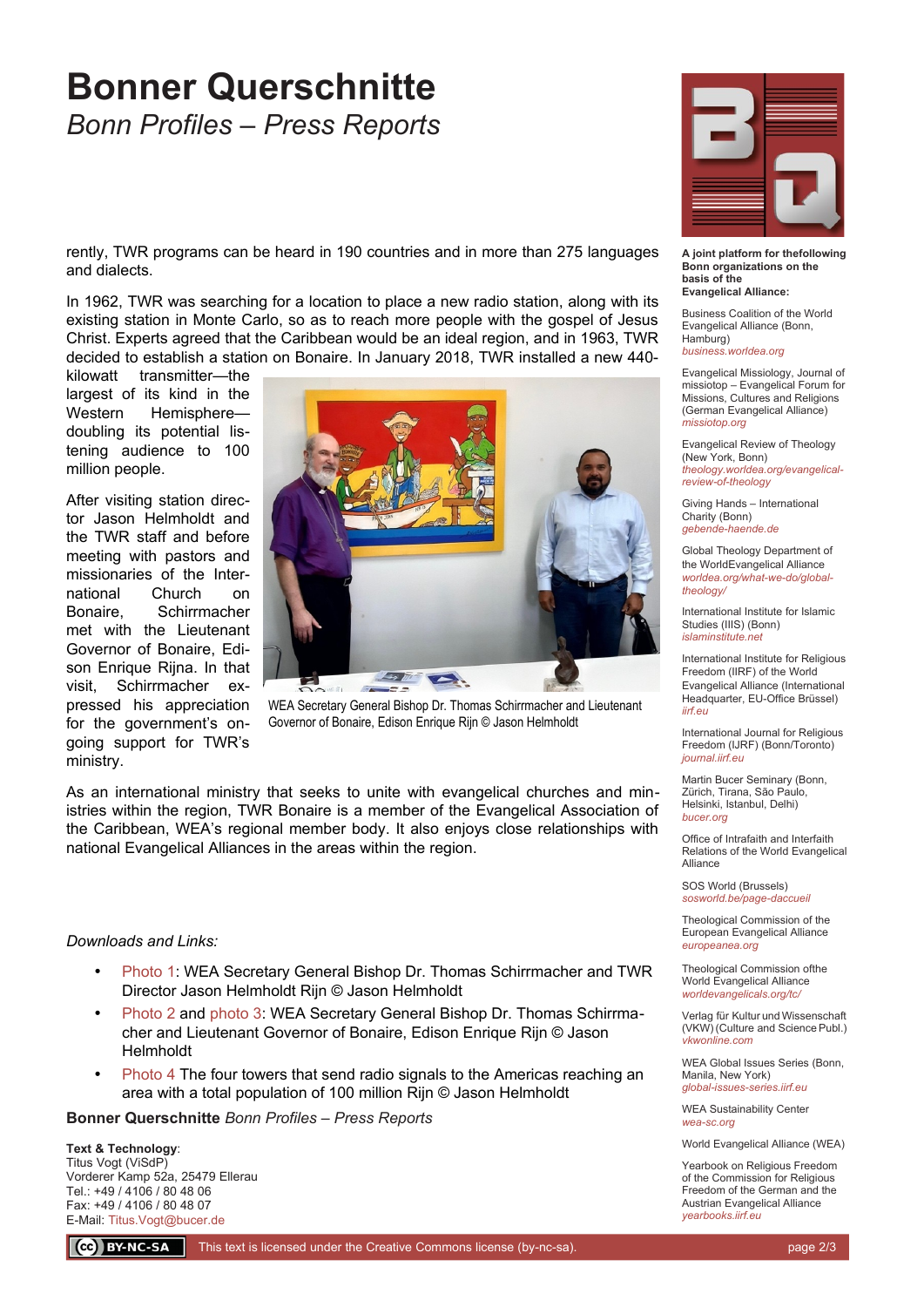# Bonner Querschnitte

*Bonn Profiles – Press Reports*

rently, TWR programs can be heard in 190 countries and in more than 275 languages and dialects.

In 1962, TWR was searching for a location to place a new radio station, along with its existing station in Monte Carlo, so as to reach more people with the gospel of Jesus Christ. Experts agreed that the Caribbean would be an ideal region, and in 1963, TWR decided to establish a station on Bonaire. In January 2018, TWR installed a new 440-kilowatt transmitter—the largest of its kind in the Western Hemisphere—doubling its potential listening audience to 100 million people.

After visiting station director Jason Helmholdt and the TWR staff and before meeting with pastors and missionaries of the International Church on Bonaire, Schirrmacher met with the Lieutenant Governor of Bonaire, Edison Enrique Rijna. In that visit, Schirrmacher expressed his appreciation for the government's ongoing support for TWR's ministry.

WEA Secretary General Bishop Dr. Thomas Schirrmacher and Lieutenant Governor of Bonaire, Edison Enrique Rijn © Jason Helmholdt

As an international ministry that seeks to unite with evangelical churches and ministries within the region, TWR Bonaire is a member of the Evangelical Association of the Caribbean, WEA's regional member body. It also enjoys close relationships with national Evangelical Alliances in the areas within the region.

*Downloads and Links:*

- Photo 1: WEA Secretary General Bishop Dr. Thomas Schirrmacher and TWR Director Jason Helmholdt Rijn © Jason Helmholdt
- Photo 2 and photo 3: WEA Secretary General Bishop Dr. Thomas Schirrmacher and Lieutenant Governor of Bonaire, Edison Enrique Rijn © Jason Helmholdt
- Photo 4 The four towers that send radio signals to the Americas reaching an area with a total population of 100 million Rijn © Jason Helmholdt

**Bonner Querschnitte** *Bonn Profiles – Press Reports*

**Text & Technology**:
Titus Vogt (ViSdP)
Vorderer Kamp 52a, 25479 Ellerau
Tel.: +49 / 4106 / 80 48 06
Fax: +49 / 4106 / 80 48 07
E-Mail: Titus.Vogt@bucer.de

This text is licensed under the Creative Commons license (by-nc-sa).

**A joint platform for thefollowing Bonn organizations on the basis of the Evangelical Alliance:**

Business Coalition of the World Evangelical Alliance (Bonn, Hamburg)
*business.worldea.org*

Evangelical Missiology, Journal of missiotop – Evangelical Forum for Missions, Cultures and Religions (German Evangelical Alliance)
*missiotop.org*

Evangelical Review of Theology (New York, Bonn)
*theology.worldea.org/evangelical-review-of-theology*

Giving Hands – International Charity (Bonn)
*gebende-haende.de*

Global Theology Department of the WorldEvangelical Alliance
*worldea.org/what-we-do/global-theology/*

International Institute for Islamic Studies (IIIS) (Bonn)
*islaminstitute.net*

International Institute for Religious Freedom (IIRF) of the World Evangelical Alliance (International Headquarter, EU-Office Brüssel)
*iirf.eu*

International Journal for Religious Freedom (IJRF) (Bonn/Toronto)
*journal.iirf.eu*

Martin Bucer Seminary (Bonn, Zürich, Tirana, São Paulo, Helsinki, Istanbul, Delhi)
*bucer.org*

Office of Intrafaith and Interfaith Relations of the World Evangelical Alliance

SOS World (Brussels)
*sosworld.be/page-daccueil*

Theological Commission of the European Evangelical Alliance
*europeanea.org*

Theological Commission ofthe World Evangelical Alliance
*worldevangelicals.org/tc/*

Verlag für Kultur und Wissenschaft (VKW) (Culture and Science Publ.)
*vkwonline.com*

WEA Global Issues Series (Bonn, Manila, New York)
*global-issues-series.iirf.eu*

WEA Sustainability Center
*wea-sc.org*

World Evangelical Alliance (WEA)

Yearbook on Religious Freedom of the Commission for Religious Freedom of the German and the Austrian Evangelical Alliance
*yearbooks.iirf.eu*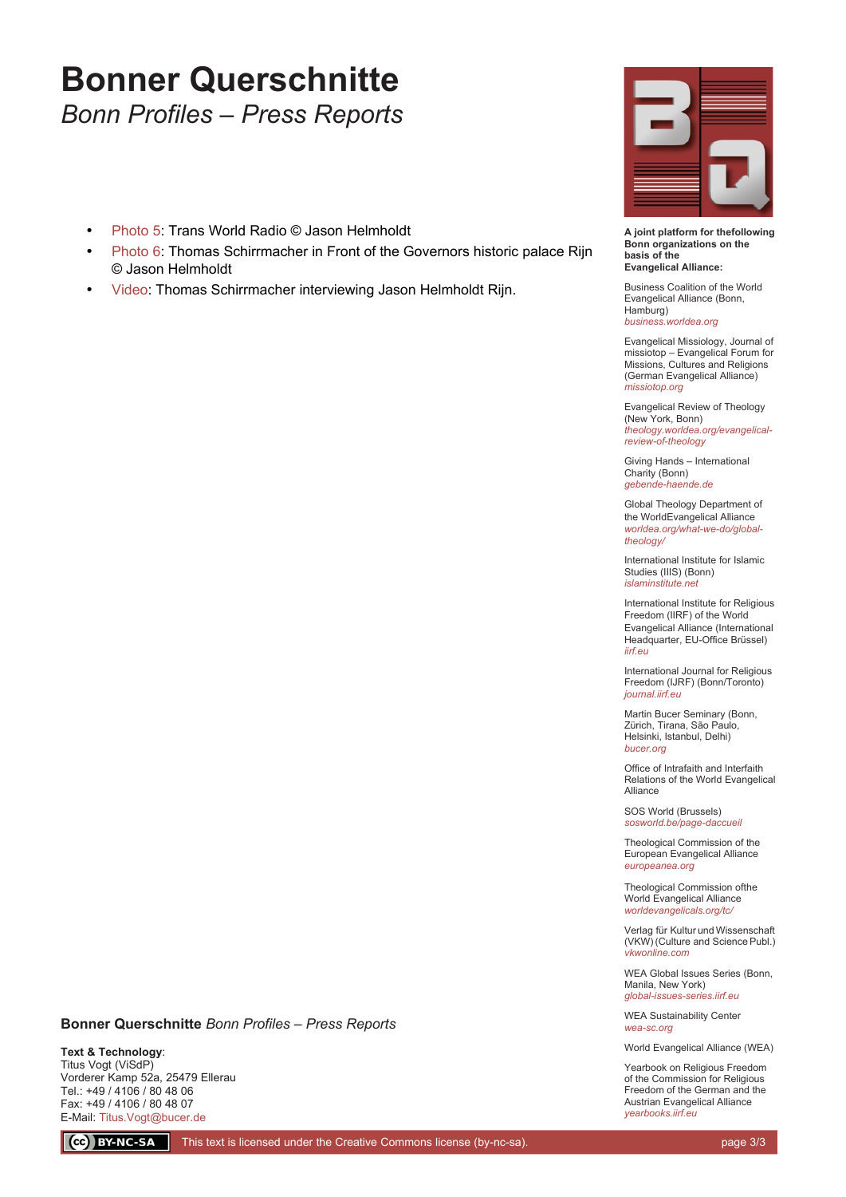# Bonner Querschnitte

*Bonn Profiles – Press Reports*

- Photo 5: Trans World Radio © Jason Helmholdt
- Photo 6: Thomas Schirrmacher in Front of the Governors historic palace Rijn © Jason Helmholdt
- Video: Thomas Schirrmacher interviewing Jason Helmholdt Rijn.

**A joint platform for thefollowing Bonn organizations on the basis of the Evangelical Alliance:**

Business Coalition of the World Evangelical Alliance (Bonn, Hamburg)
*business.worldea.org*

Evangelical Missiology, Journal of missiotop – Evangelical Forum for Missions, Cultures and Religions (German Evangelical Alliance)
*missiotop.org*

Evangelical Review of Theology (New York, Bonn)
*theology.worldea.org/evangelical-review-of-theology*

Giving Hands – International Charity (Bonn)
*gebende-haende.de*

Global Theology Department of the WorldEvangelical Alliance
*worldea.org/what-we-do/global-theology/*

International Institute for Islamic Studies (IIIS) (Bonn)
*islaminstitute.net*

International Institute for Religious Freedom (IIRF) of the World Evangelical Alliance (International Headquarter, EU-Office Brüssel)
*iirf.eu*

International Journal for Religious Freedom (IJRF) (Bonn/Toronto)
*journal.iirf.eu*

Martin Bucer Seminary (Bonn, Zürich, Tirana, São Paulo, Helsinki, Istanbul, Delhi)
*bucer.org*

Office of Intrafaith and Interfaith Relations of the World Evangelical Alliance

SOS World (Brussels)
*sosworld.be/page-daccueil*

Theological Commission of the European Evangelical Alliance
*europeanea.org*

Theological Commission ofthe World Evangelical Alliance
*worldevangelicals.org/tc/*

Verlag für Kultur und Wissenschaft (VKW) (Culture and Science Publ.)
*vkwonline.com*

WEA Global Issues Series (Bonn, Manila, New York)
*global-issues-series.iirf.eu*

WEA Sustainability Center
*wea-sc.org*

World Evangelical Alliance (WEA)

Yearbook on Religious Freedom of the Commission for Religious Freedom of the German and the Austrian Evangelical Alliance
*yearbooks.iirf.eu*

**Bonner Querschnitte** *Bonn Profiles – Press Reports*

**Text & Technology**:
Titus Vogt (ViSdP)
Vorderer Kamp 52a, 25479 Ellerau
Tel.: +49 / 4106 / 80 48 06
Fax: +49 / 4106 / 80 48 07
E-Mail: Titus.Vogt@bucer.de

This text is licensed under the Creative Commons license (by-nc-sa).